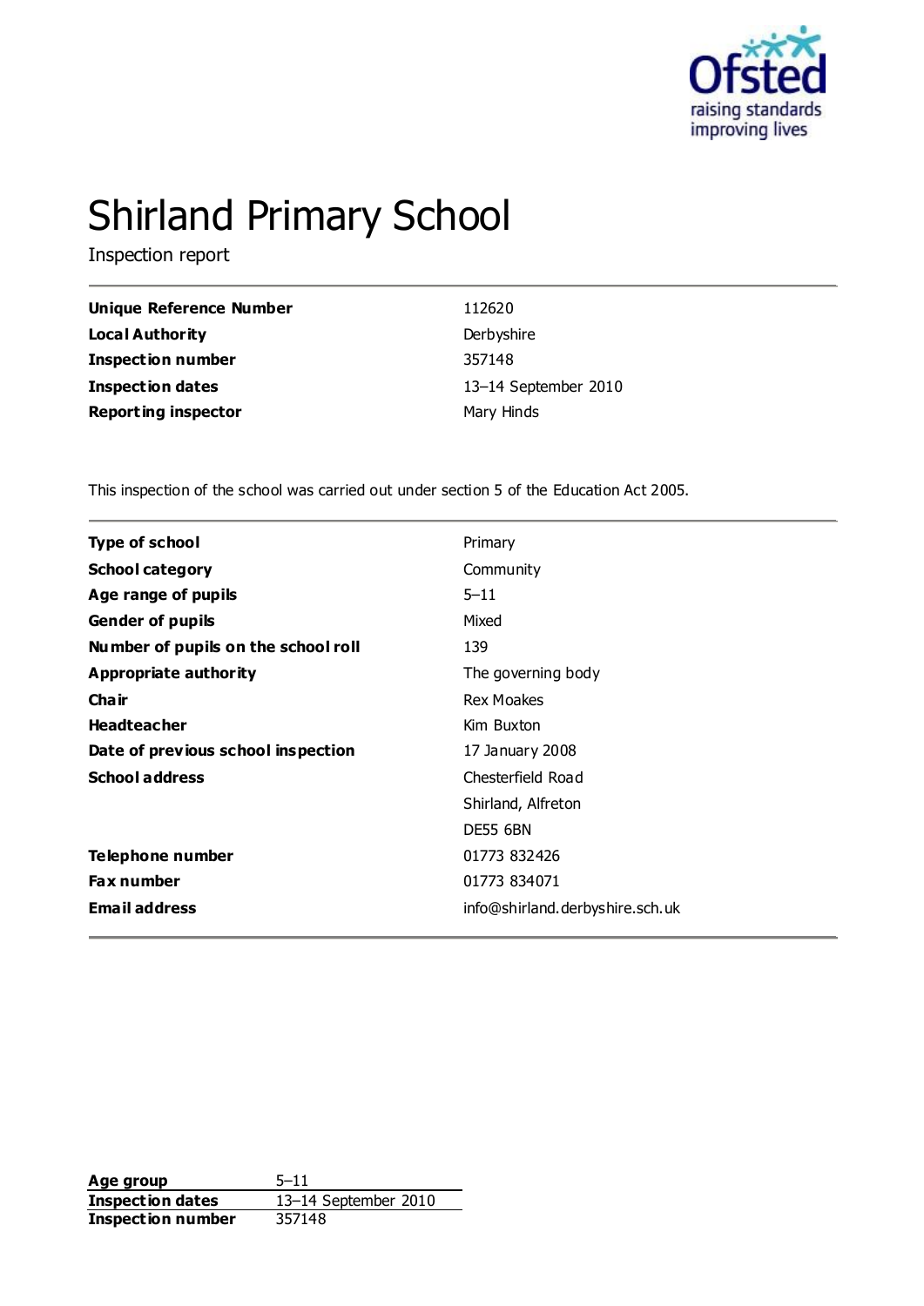# Shirland Primary School

Inspection report

| | |
|---|---|
| **Unique Reference Number** | 112620 |
| **Local Authority** | Derbyshire |
| **Inspection number** | 357148 |
| **Inspection dates** | 13–14 September 2010 |
| **Reporting inspector** | Mary Hinds |

This inspection of the school was carried out under section 5 of the Education Act 2005.

| | |
|---|---|
| **Type of school** | Primary |
| **School category** | Community |
| **Age range of pupils** | 5–11 |
| **Gender of pupils** | Mixed |
| **Number of pupils on the school roll** | 139 |
| **Appropriate authority** | The governing body |
| **Chair** | Rex Moakes |
| **Headteacher** | Kim Buxton |
| **Date of previous school inspection** | 17 January 2008 |
| **School address** | Chesterfield Road<br>Shirland, Alfreton<br>DE55 6BN |
| **Telephone number** | 01773 832426 |
| **Fax number** | 01773 834071 |
| **Email address** | info@shirland.derbyshire.sch.uk |

| | |
|---|---|
| **Age group** | 5–11 |
| **Inspection dates** | 13–14 September 2010 |
| **Inspection number** | 357148 |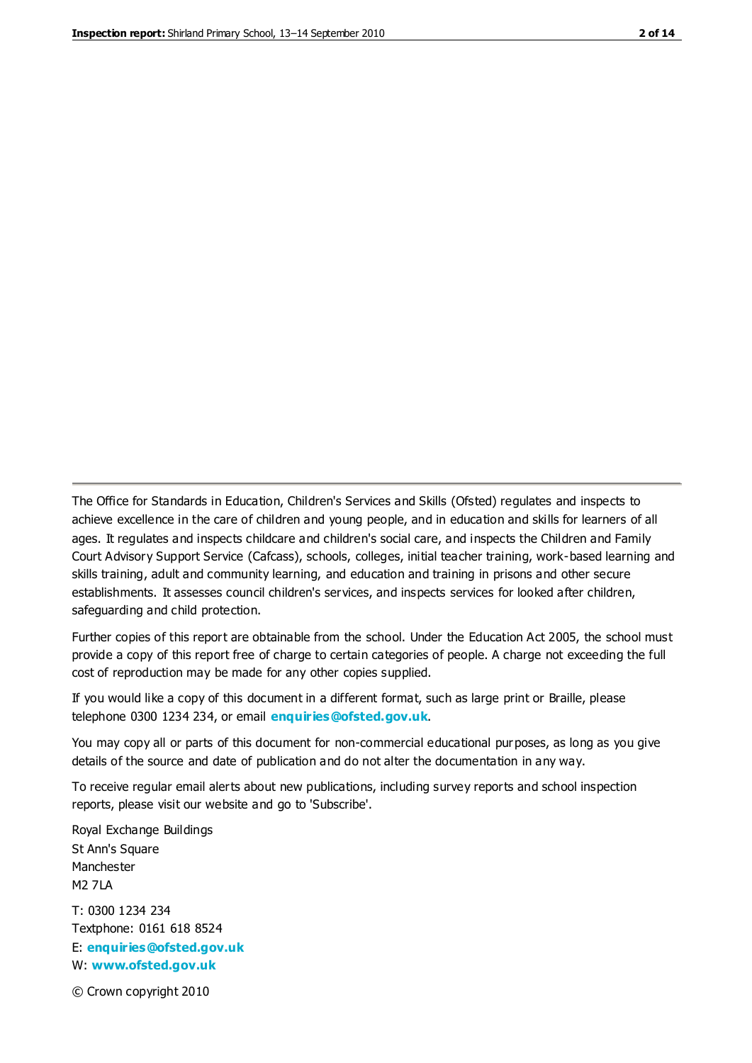The Office for Standards in Education, Children's Services and Skills (Ofsted) regulates and inspects to achieve excellence in the care of children and young people, and in education and skills for learners of all ages. It regulates and inspects childcare and children's social care, and inspects the Children and Family Court Advisory Support Service (Cafcass), schools, colleges, initial teacher training, work-based learning and skills training, adult and community learning, and education and training in prisons and other secure establishments. It assesses council children's services, and inspects services for looked after children, safeguarding and child protection.

Further copies of this report are obtainable from the school. Under the Education Act 2005, the school must provide a copy of this report free of charge to certain categories of people. A charge not exceeding the full cost of reproduction may be made for any other copies supplied.

If you would like a copy of this document in a different format, such as large print or Braille, please telephone 0300 1234 234, or email **enquiries@ofsted.gov.uk**.

You may copy all or parts of this document for non-commercial educational purposes, as long as you give details of the source and date of publication and do not alter the documentation in any way.

To receive regular email alerts about new publications, including survey reports and school inspection reports, please visit our website and go to 'Subscribe'.

Royal Exchange Buildings
St Ann's Square
Manchester
M2 7LA

T: 0300 1234 234
Textphone: 0161 618 8524
E: **enquiries@ofsted.gov.uk**
W: **www.ofsted.gov.uk**

© Crown copyright 2010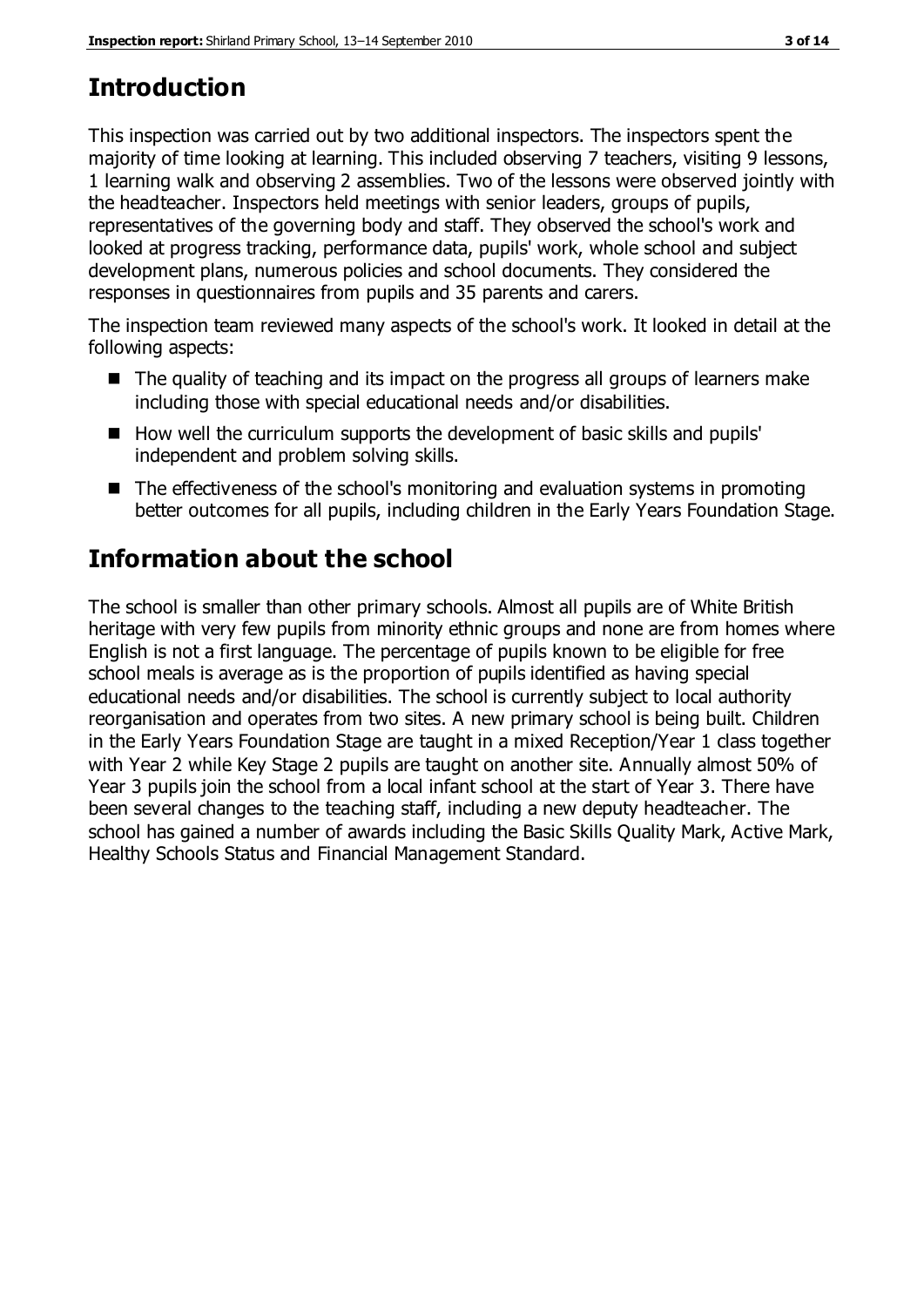# Introduction

This inspection was carried out by two additional inspectors. The inspectors spent the majority of time looking at learning. This included observing 7 teachers, visiting 9 lessons, 1 learning walk and observing 2 assemblies. Two of the lessons were observed jointly with the headteacher. Inspectors held meetings with senior leaders, groups of pupils, representatives of the governing body and staff. They observed the school's work and looked at progress tracking, performance data, pupils' work, whole school and subject development plans, numerous policies and school documents. They considered the responses in questionnaires from pupils and 35 parents and carers.

The inspection team reviewed many aspects of the school's work. It looked in detail at the following aspects:

- The quality of teaching and its impact on the progress all groups of learners make including those with special educational needs and/or disabilities.
- How well the curriculum supports the development of basic skills and pupils' independent and problem solving skills.
- The effectiveness of the school's monitoring and evaluation systems in promoting better outcomes for all pupils, including children in the Early Years Foundation Stage.

# Information about the school

The school is smaller than other primary schools. Almost all pupils are of White British heritage with very few pupils from minority ethnic groups and none are from homes where English is not a first language. The percentage of pupils known to be eligible for free school meals is average as is the proportion of pupils identified as having special educational needs and/or disabilities. The school is currently subject to local authority reorganisation and operates from two sites. A new primary school is being built. Children in the Early Years Foundation Stage are taught in a mixed Reception/Year 1 class together with Year 2 while Key Stage 2 pupils are taught on another site. Annually almost 50% of Year 3 pupils join the school from a local infant school at the start of Year 3. There have been several changes to the teaching staff, including a new deputy headteacher. The school has gained a number of awards including the Basic Skills Quality Mark, Active Mark, Healthy Schools Status and Financial Management Standard.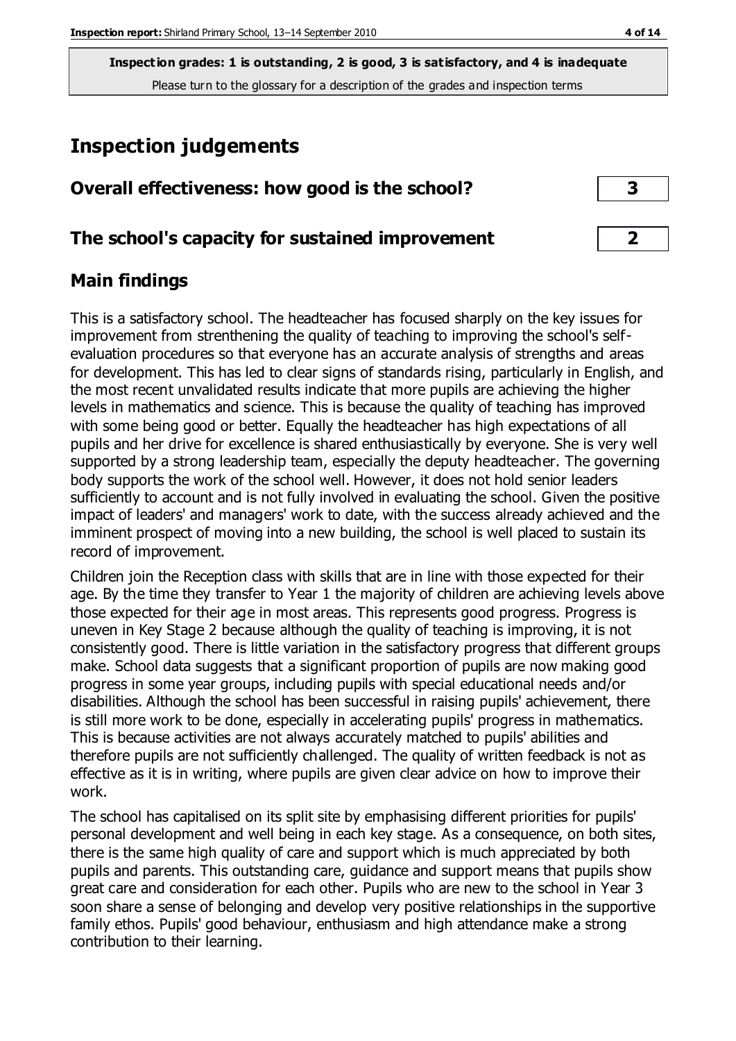**Inspection grades: 1 is outstanding, 2 is good, 3 is satisfactory, and 4 is inadequate**
Please turn to the glossary for a description of the grades and inspection terms

# Inspection judgements

## Overall effectiveness: how good is the school? 3

## The school's capacity for sustained improvement 2

## Main findings

This is a satisfactory school. The headteacher has focused sharply on the key issues for improvement from strenthening the quality of teaching to improving the school's self-evaluation procedures so that everyone has an accurate analysis of strengths and areas for development. This has led to clear signs of standards rising, particularly in English, and the most recent unvalidated results indicate that more pupils are achieving the higher levels in mathematics and science. This is because the quality of teaching has improved with some being good or better. Equally the headteacher has high expectations of all pupils and her drive for excellence is shared enthusiastically by everyone. She is very well supported by a strong leadership team, especially the deputy headteacher. The governing body supports the work of the school well. However, it does not hold senior leaders sufficiently to account and is not fully involved in evaluating the school. Given the positive impact of leaders' and managers' work to date, with the success already achieved and the imminent prospect of moving into a new building, the school is well placed to sustain its record of improvement.

Children join the Reception class with skills that are in line with those expected for their age. By the time they transfer to Year 1 the majority of children are achieving levels above those expected for their age in most areas. This represents good progress. Progress is uneven in Key Stage 2 because although the quality of teaching is improving, it is not consistently good. There is little variation in the satisfactory progress that different groups make. School data suggests that a significant proportion of pupils are now making good progress in some year groups, including pupils with special educational needs and/or disabilities. Although the school has been successful in raising pupils' achievement, there is still more work to be done, especially in accelerating pupils' progress in mathematics. This is because activities are not always accurately matched to pupils' abilities and therefore pupils are not sufficiently challenged. The quality of written feedback is not as effective as it is in writing, where pupils are given clear advice on how to improve their work.

The school has capitalised on its split site by emphasising different priorities for pupils' personal development and well being in each key stage. As a consequence, on both sites, there is the same high quality of care and support which is much appreciated by both pupils and parents. This outstanding care, guidance and support means that pupils show great care and consideration for each other. Pupils who are new to the school in Year 3 soon share a sense of belonging and develop very positive relationships in the supportive family ethos. Pupils' good behaviour, enthusiasm and high attendance make a strong contribution to their learning.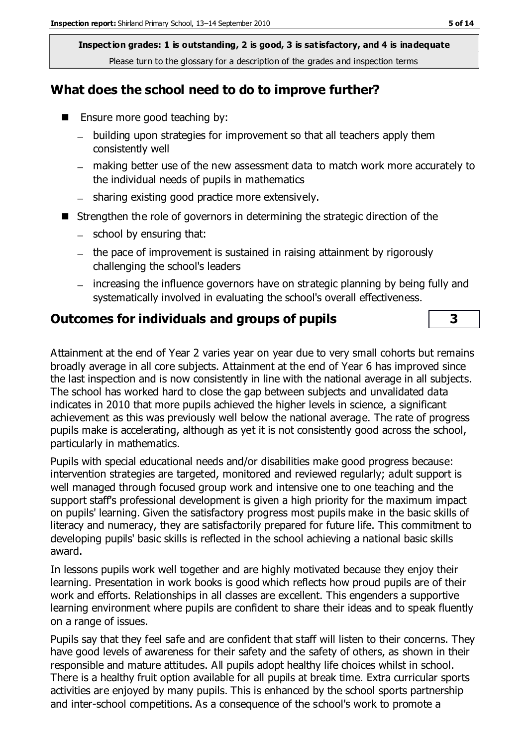**Inspection grades: 1 is outstanding, 2 is good, 3 is satisfactory, and 4 is inadequate**

Please turn to the glossary for a description of the grades and inspection terms

## What does the school need to do to improve further?

- Ensure more good teaching by:
  - building upon strategies for improvement so that all teachers apply them consistently well
  - making better use of the new assessment data to match work more accurately to the individual needs of pupils in mathematics
  - sharing existing good practice more extensively.
- Strengthen the role of governors in determining the strategic direction of the
  - school by ensuring that:
  - the pace of improvement is sustained in raising attainment by rigorously challenging the school's leaders
  - increasing the influence governors have on strategic planning by being fully and systematically involved in evaluating the school's overall effectiveness.

## Outcomes for individuals and groups of pupils | 3

Attainment at the end of Year 2 varies year on year due to very small cohorts but remains broadly average in all core subjects. Attainment at the end of Year 6 has improved since the last inspection and is now consistently in line with the national average in all subjects. The school has worked hard to close the gap between subjects and unvalidated data indicates in 2010 that more pupils achieved the higher levels in science, a significant achievement as this was previously well below the national average. The rate of progress pupils make is accelerating, although as yet it is not consistently good across the school, particularly in mathematics.

Pupils with special educational needs and/or disabilities make good progress because: intervention strategies are targeted, monitored and reviewed regularly; adult support is well managed through focused group work and intensive one to one teaching and the support staff's professional development is given a high priority for the maximum impact on pupils' learning. Given the satisfactory progress most pupils make in the basic skills of literacy and numeracy, they are satisfactorily prepared for future life. This commitment to developing pupils' basic skills is reflected in the school achieving a national basic skills award.

In lessons pupils work well together and are highly motivated because they enjoy their learning. Presentation in work books is good which reflects how proud pupils are of their work and efforts. Relationships in all classes are excellent. This engenders a supportive learning environment where pupils are confident to share their ideas and to speak fluently on a range of issues.

Pupils say that they feel safe and are confident that staff will listen to their concerns. They have good levels of awareness for their safety and the safety of others, as shown in their responsible and mature attitudes. All pupils adopt healthy life choices whilst in school. There is a healthy fruit option available for all pupils at break time. Extra curricular sports activities are enjoyed by many pupils. This is enhanced by the school sports partnership and inter-school competitions. As a consequence of the school's work to promote a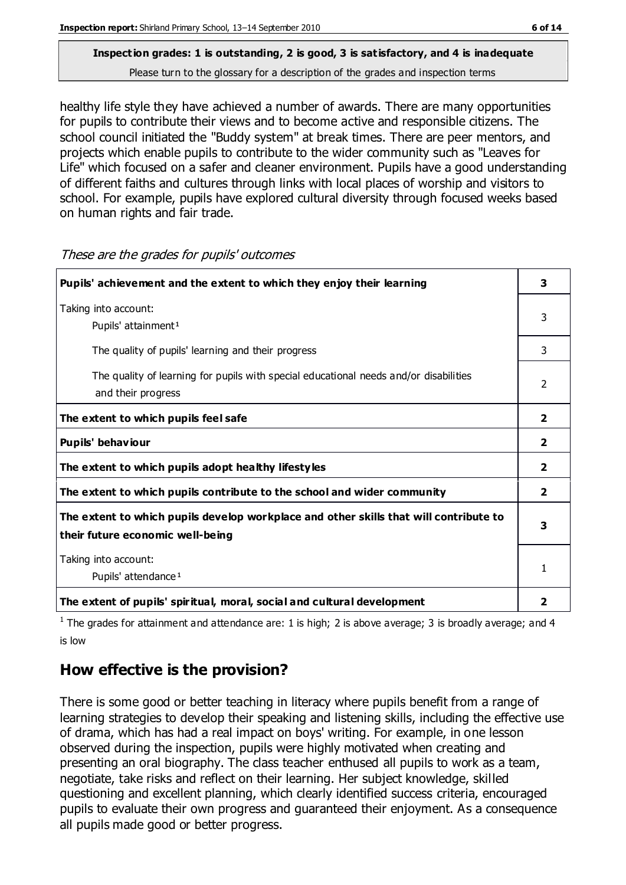**Inspection grades: 1 is outstanding, 2 is good, 3 is satisfactory, and 4 is inadequate**
Please turn to the glossary for a description of the grades and inspection terms

healthy life style they have achieved a number of awards. There are many opportunities for pupils to contribute their views and to become active and responsible citizens. The school council initiated the "Buddy system" at break times. There are peer mentors, and projects which enable pupils to contribute to the wider community such as "Leaves for Life" which focused on a safer and cleaner environment. Pupils have a good understanding of different faiths and cultures through links with local places of worship and visitors to school. For example, pupils have explored cultural diversity through focused weeks based on human rights and fair trade.

*These are the grades for pupils' outcomes*

| | |
|---|---|
| **Pupils' achievement and the extent to which they enjoy their learning** | **3** |
| Taking into account: Pupils' attainment[1] | 3 |
| The quality of pupils' learning and their progress | 3 |
| The quality of learning for pupils with special educational needs and/or disabilities and their progress | 2 |
| **The extent to which pupils feel safe** | **2** |
| **Pupils' behaviour** | **2** |
| **The extent to which pupils adopt healthy lifestyles** | **2** |
| **The extent to which pupils contribute to the school and wider community** | **2** |
| **The extent to which pupils develop workplace and other skills that will contribute to their future economic well-being** | **3** |
| Taking into account: Pupils' attendance[1] | 1 |
| **The extent of pupils' spiritual, moral, social and cultural development** | **2** |

[1] The grades for attainment and attendance are: 1 is high; 2 is above average; 3 is broadly average; and 4 is low

## How effective is the provision?

There is some good or better teaching in literacy where pupils benefit from a range of learning strategies to develop their speaking and listening skills, including the effective use of drama, which has had a real impact on boys' writing. For example, in one lesson observed during the inspection, pupils were highly motivated when creating and presenting an oral biography. The class teacher enthused all pupils to work as a team, negotiate, take risks and reflect on their learning. Her subject knowledge, skilled questioning and excellent planning, which clearly identified success criteria, encouraged pupils to evaluate their own progress and guaranteed their enjoyment. As a consequence all pupils made good or better progress.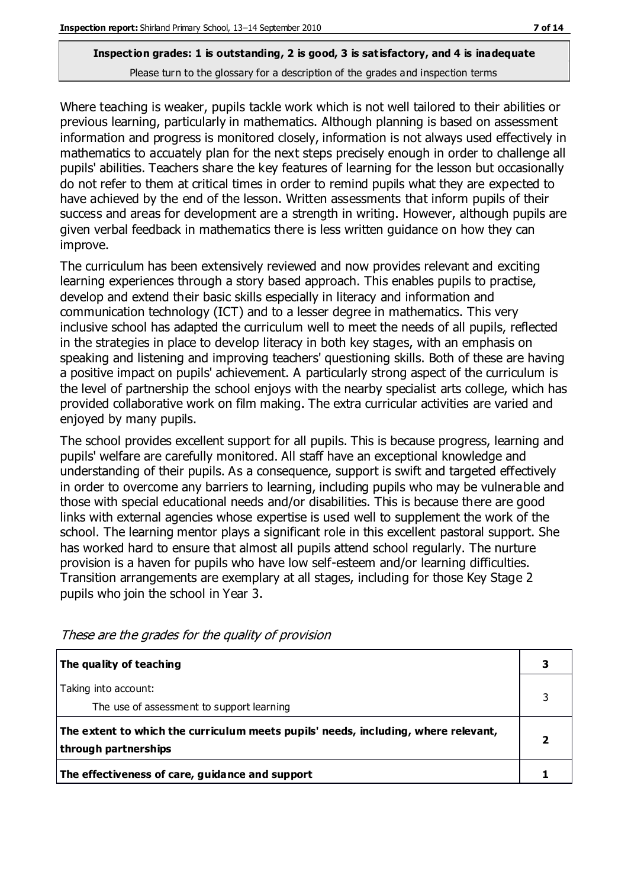**Inspection grades: 1 is outstanding, 2 is good, 3 is satisfactory, and 4 is inadequate**

Please turn to the glossary for a description of the grades and inspection terms

Where teaching is weaker, pupils tackle work which is not well tailored to their abilities or previous learning, particularly in mathematics. Although planning is based on assessment information and progress is monitored closely, information is not always used effectively in mathematics to accuately plan for the next steps precisely enough in order to challenge all pupils' abilities. Teachers share the key features of learning for the lesson but occasionally do not refer to them at critical times in order to remind pupils what they are expected to have achieved by the end of the lesson. Written assessments that inform pupils of their success and areas for development are a strength in writing. However, although pupils are given verbal feedback in mathematics there is less written guidance on how they can improve.

The curriculum has been extensively reviewed and now provides relevant and exciting learning experiences through a story based approach. This enables pupils to practise, develop and extend their basic skills especially in literacy and information and communication technology (ICT) and to a lesser degree in mathematics. This very inclusive school has adapted the curriculum well to meet the needs of all pupils, reflected in the strategies in place to develop literacy in both key stages, with an emphasis on speaking and listening and improving teachers' questioning skills. Both of these are having a positive impact on pupils' achievement. A particularly strong aspect of the curriculum is the level of partnership the school enjoys with the nearby specialist arts college, which has provided collaborative work on film making. The extra curricular activities are varied and enjoyed by many pupils.

The school provides excellent support for all pupils. This is because progress, learning and pupils' welfare are carefully monitored. All staff have an exceptional knowledge and understanding of their pupils. As a consequence, support is swift and targeted effectively in order to overcome any barriers to learning, including pupils who may be vulnerable and those with special educational needs and/or disabilities. This is because there are good links with external agencies whose expertise is used well to supplement the work of the school. The learning mentor plays a significant role in this excellent pastoral support. She has worked hard to ensure that almost all pupils attend school regularly. The nurture provision is a haven for pupils who have low self-esteem and/or learning difficulties. Transition arrangements are exemplary at all stages, including for those Key Stage 2 pupils who join the school in Year 3.

*These are the grades for the quality of provision*

| | |
|---|---|
| **The quality of teaching** | **3** |
| Taking into account:<br>The use of assessment to support learning | 3 |
| **The extent to which the curriculum meets pupils' needs, including, where relevant, through partnerships** | **2** |
| **The effectiveness of care, guidance and support** | **1** |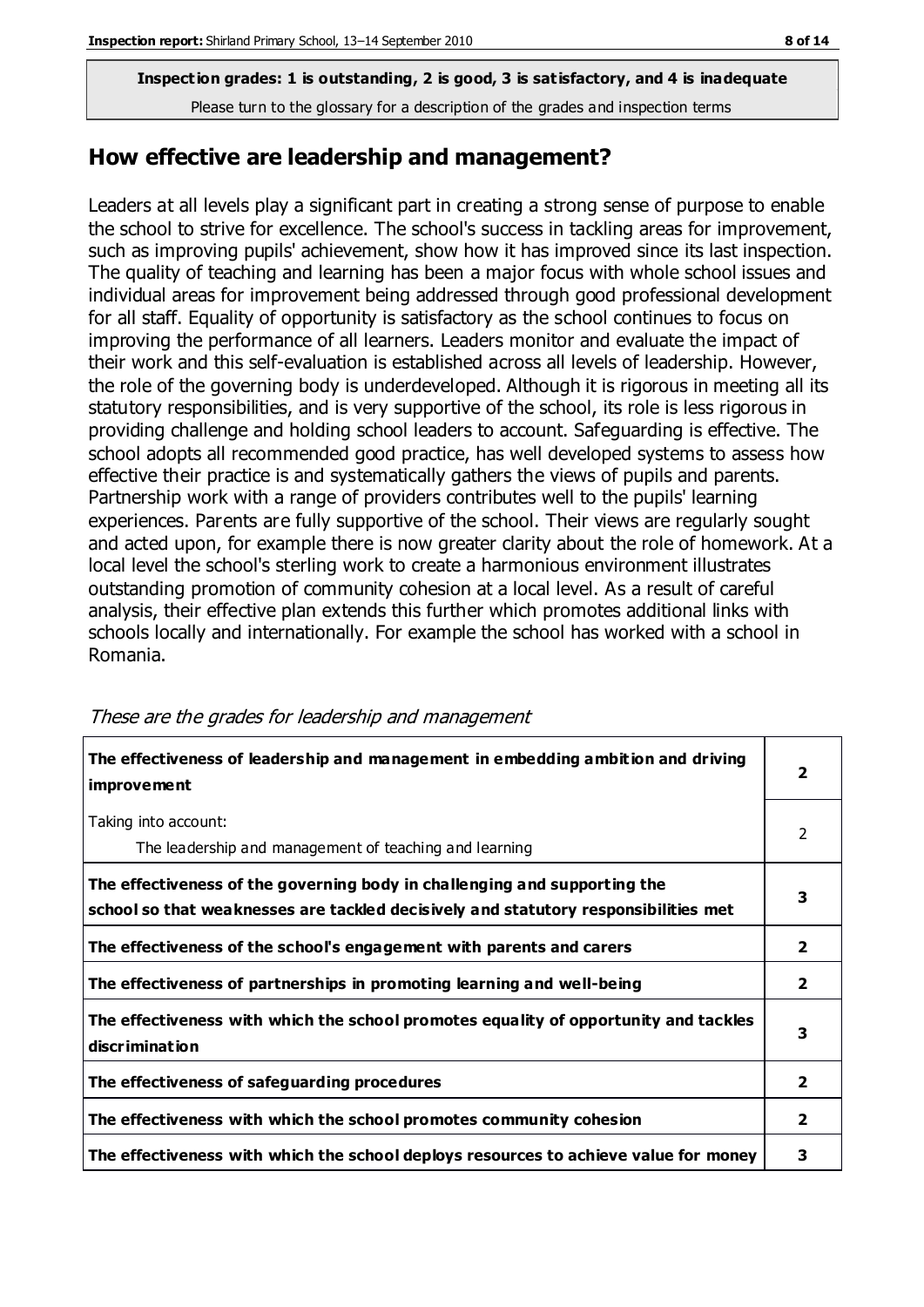**Inspection grades: 1 is outstanding, 2 is good, 3 is satisfactory, and 4 is inadequate**

Please turn to the glossary for a description of the grades and inspection terms

## How effective are leadership and management?

Leaders at all levels play a significant part in creating a strong sense of purpose to enable the school to strive for excellence. The school's success in tackling areas for improvement, such as improving pupils' achievement, show how it has improved since its last inspection. The quality of teaching and learning has been a major focus with whole school issues and individual areas for improvement being addressed through good professional development for all staff. Equality of opportunity is satisfactory as the school continues to focus on improving the performance of all learners. Leaders monitor and evaluate the impact of their work and this self-evaluation is established across all levels of leadership. However, the role of the governing body is underdeveloped. Although it is rigorous in meeting all its statutory responsibilities, and is very supportive of the school, its role is less rigorous in providing challenge and holding school leaders to account. Safeguarding is effective. The school adopts all recommended good practice, has well developed systems to assess how effective their practice is and systematically gathers the views of pupils and parents. Partnership work with a range of providers contributes well to the pupils' learning experiences. Parents are fully supportive of the school. Their views are regularly sought and acted upon, for example there is now greater clarity about the role of homework. At a local level the school's sterling work to create a harmonious environment illustrates outstanding promotion of community cohesion at a local level. As a result of careful analysis, their effective plan extends this further which promotes additional links with schools locally and internationally. For example the school has worked with a school in Romania.

*These are the grades for leadership and management*

| | |
|---|---|
| **The effectiveness of leadership and management in embedding ambition and driving improvement** | **2** |
| Taking into account:<br>The leadership and management of teaching and learning | 2 |
| **The effectiveness of the governing body in challenging and supporting the school so that weaknesses are tackled decisively and statutory responsibilities met** | **3** |
| **The effectiveness of the school's engagement with parents and carers** | **2** |
| **The effectiveness of partnerships in promoting learning and well-being** | **2** |
| **The effectiveness with which the school promotes equality of opportunity and tackles discrimination** | **3** |
| **The effectiveness of safeguarding procedures** | **2** |
| **The effectiveness with which the school promotes community cohesion** | **2** |
| **The effectiveness with which the school deploys resources to achieve value for money** | **3** |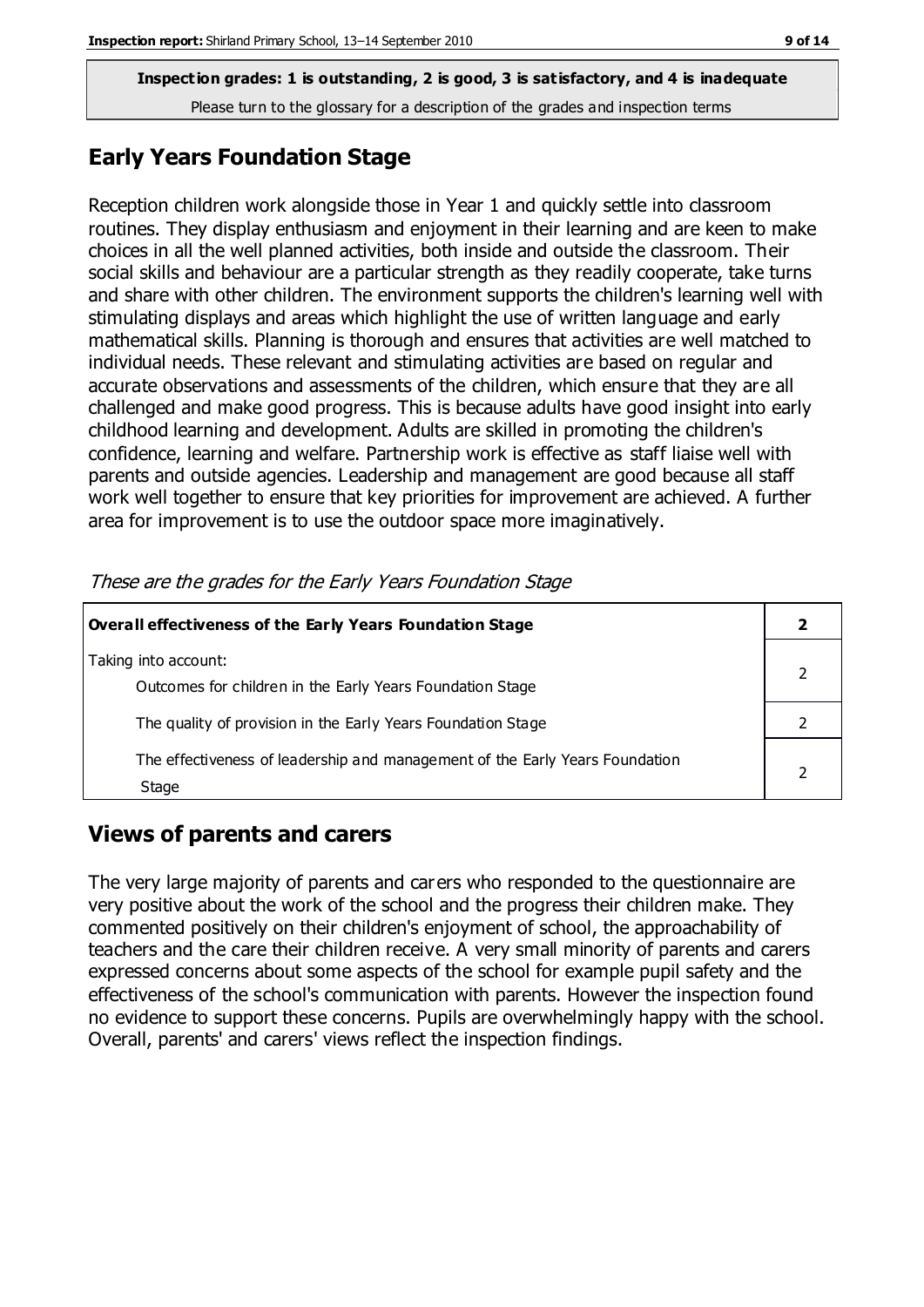**Inspection grades: 1 is outstanding, 2 is good, 3 is satisfactory, and 4 is inadequate**
Please turn to the glossary for a description of the grades and inspection terms

## Early Years Foundation Stage

Reception children work alongside those in Year 1 and quickly settle into classroom routines. They display enthusiasm and enjoyment in their learning and are keen to make choices in all the well planned activities, both inside and outside the classroom. Their social skills and behaviour are a particular strength as they readily cooperate, take turns and share with other children. The environment supports the children's learning well with stimulating displays and areas which highlight the use of written language and early mathematical skills. Planning is thorough and ensures that activities are well matched to individual needs. These relevant and stimulating activities are based on regular and accurate observations and assessments of the children, which ensure that they are all challenged and make good progress. This is because adults have good insight into early childhood learning and development. Adults are skilled in promoting the children's confidence, learning and welfare. Partnership work is effective as staff liaise well with parents and outside agencies. Leadership and management are good because all staff work well together to ensure that key priorities for improvement are achieved. A further area for improvement is to use the outdoor space more imaginatively.

*These are the grades for the Early Years Foundation Stage*

| **Overall effectiveness of the Early Years Foundation Stage** | **2** |
|---|---|
| Taking into account: Outcomes for children in the Early Years Foundation Stage | 2 |
| The quality of provision in the Early Years Foundation Stage | 2 |
| The effectiveness of leadership and management of the Early Years Foundation Stage | 2 |

## Views of parents and carers

The very large majority of parents and carers who responded to the questionnaire are very positive about the work of the school and the progress their children make. They commented positively on their children's enjoyment of school, the approachability of teachers and the care their children receive. A very small minority of parents and carers expressed concerns about some aspects of the school for example pupil safety and the effectiveness of the school's communication with parents. However the inspection found no evidence to support these concerns. Pupils are overwhelmingly happy with the school. Overall, parents' and carers' views reflect the inspection findings.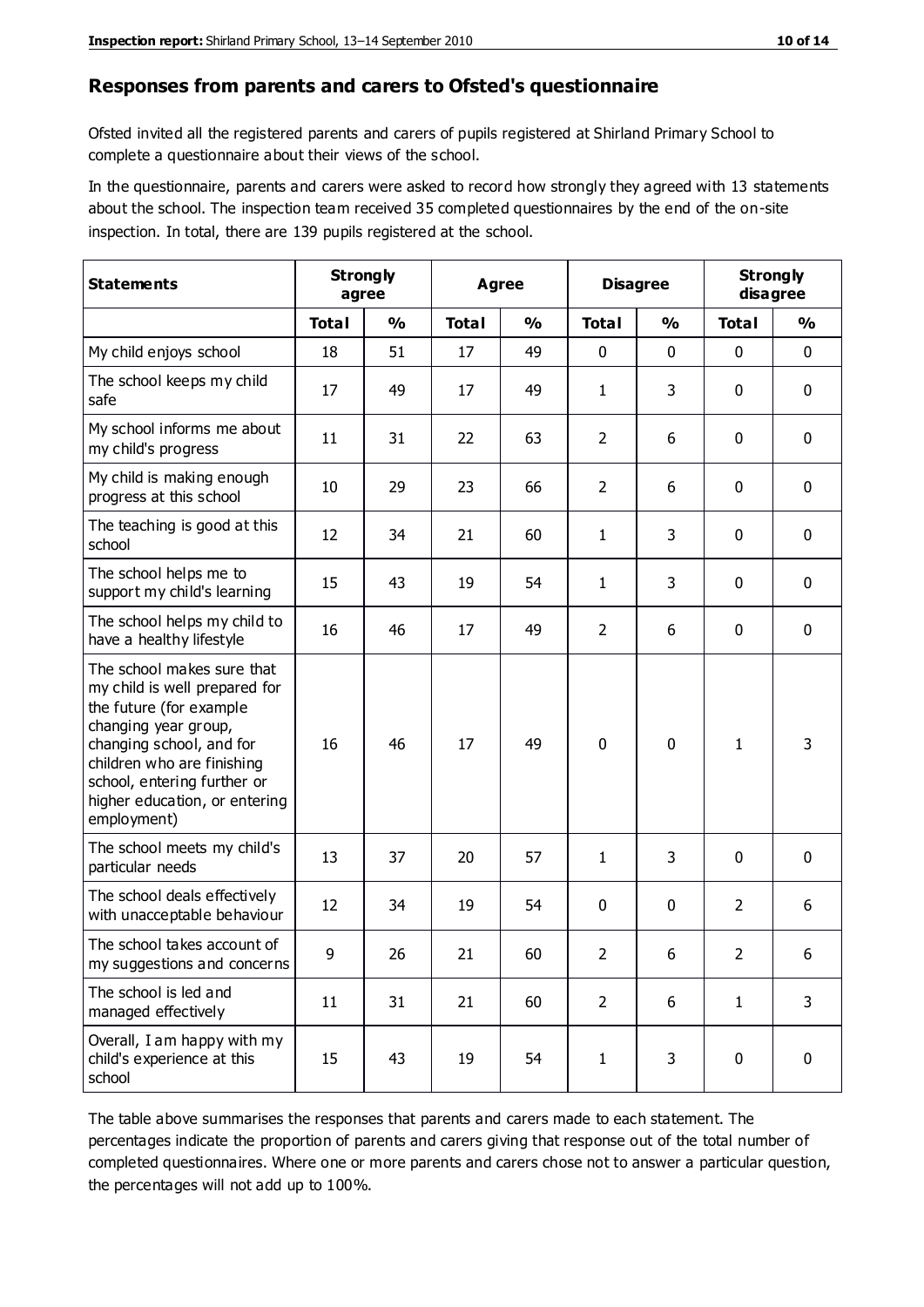## Responses from parents and carers to Ofsted's questionnaire

Ofsted invited all the registered parents and carers of pupils registered at Shirland Primary School to complete a questionnaire about their views of the school.

In the questionnaire, parents and carers were asked to record how strongly they agreed with 13 statements about the school. The inspection team received 35 completed questionnaires by the end of the on-site inspection. In total, there are 139 pupils registered at the school.

| Statements | Strongly agree | | Agree | | Disagree | | Strongly disagree | |
|---|---|---|---|---|---|---|---|---|
| | Total | % | Total | % | Total | % | Total | % |
| My child enjoys school | 18 | 51 | 17 | 49 | 0 | 0 | 0 | 0 |
| The school keeps my child safe | 17 | 49 | 17 | 49 | 1 | 3 | 0 | 0 |
| My school informs me about my child's progress | 11 | 31 | 22 | 63 | 2 | 6 | 0 | 0 |
| My child is making enough progress at this school | 10 | 29 | 23 | 66 | 2 | 6 | 0 | 0 |
| The teaching is good at this school | 12 | 34 | 21 | 60 | 1 | 3 | 0 | 0 |
| The school helps me to support my child's learning | 15 | 43 | 19 | 54 | 1 | 3 | 0 | 0 |
| The school helps my child to have a healthy lifestyle | 16 | 46 | 17 | 49 | 2 | 6 | 0 | 0 |
| The school makes sure that my child is well prepared for the future (for example changing year group, changing school, and for children who are finishing school, entering further or higher education, or entering employment) | 16 | 46 | 17 | 49 | 0 | 0 | 1 | 3 |
| The school meets my child's particular needs | 13 | 37 | 20 | 57 | 1 | 3 | 0 | 0 |
| The school deals effectively with unacceptable behaviour | 12 | 34 | 19 | 54 | 0 | 0 | 2 | 6 |
| The school takes account of my suggestions and concerns | 9 | 26 | 21 | 60 | 2 | 6 | 2 | 6 |
| The school is led and managed effectively | 11 | 31 | 21 | 60 | 2 | 6 | 1 | 3 |
| Overall, I am happy with my child's experience at this school | 15 | 43 | 19 | 54 | 1 | 3 | 0 | 0 |

The table above summarises the responses that parents and carers made to each statement. The percentages indicate the proportion of parents and carers giving that response out of the total number of completed questionnaires. Where one or more parents and carers chose not to answer a particular question, the percentages will not add up to 100%.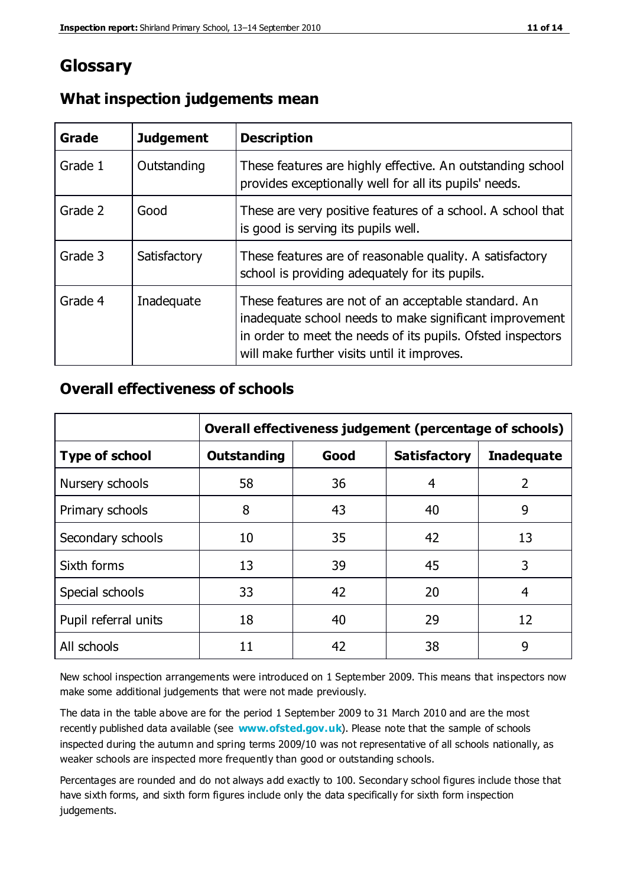# Glossary

## What inspection judgements mean

| Grade | Judgement | Description |
|---|---|---|
| Grade 1 | Outstanding | These features are highly effective. An outstanding school provides exceptionally well for all its pupils' needs. |
| Grade 2 | Good | These are very positive features of a school. A school that is good is serving its pupils well. |
| Grade 3 | Satisfactory | These features are of reasonable quality. A satisfactory school is providing adequately for its pupils. |
| Grade 4 | Inadequate | These features are not of an acceptable standard. An inadequate school needs to make significant improvement in order to meet the needs of its pupils. Ofsted inspectors will make further visits until it improves. |

## Overall effectiveness of schools

| | Overall effectiveness judgement (percentage of schools) | | | |
|---|---|---|---|---|
| **Type of school** | **Outstanding** | **Good** | **Satisfactory** | **Inadequate** |
| Nursery schools | 58 | 36 | 4 | 2 |
| Primary schools | 8 | 43 | 40 | 9 |
| Secondary schools | 10 | 35 | 42 | 13 |
| Sixth forms | 13 | 39 | 45 | 3 |
| Special schools | 33 | 42 | 20 | 4 |
| Pupil referral units | 18 | 40 | 29 | 12 |
| All schools | 11 | 42 | 38 | 9 |

New school inspection arrangements were introduced on 1 September 2009. This means that inspectors now make some additional judgements that were not made previously.

The data in the table above are for the period 1 September 2009 to 31 March 2010 and are the most recently published data available (see **www.ofsted.gov.uk**). Please note that the sample of schools inspected during the autumn and spring terms 2009/10 was not representative of all schools nationally, as weaker schools are inspected more frequently than good or outstanding schools.

Percentages are rounded and do not always add exactly to 100. Secondary school figures include those that have sixth forms, and sixth form figures include only the data specifically for sixth form inspection judgements.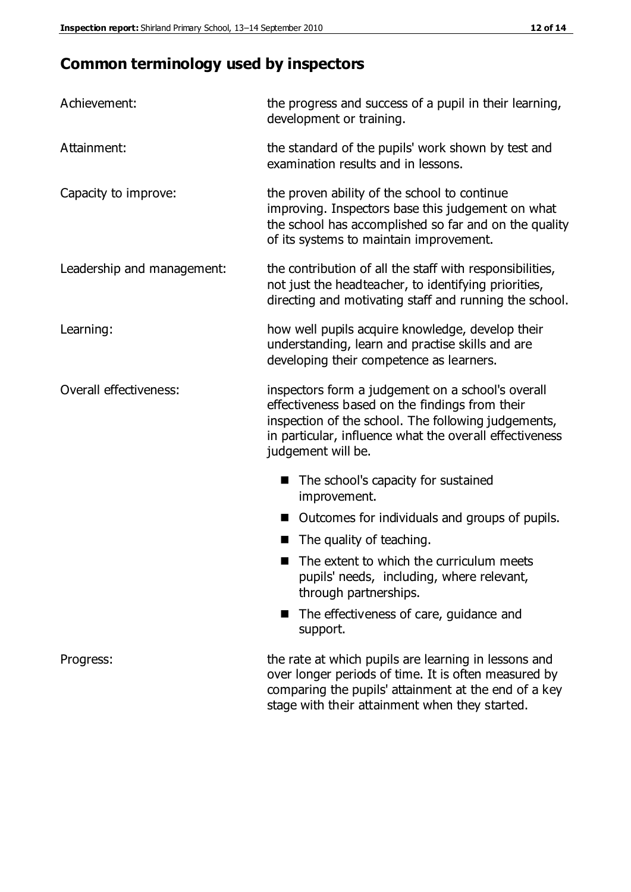## Common terminology used by inspectors

**Achievement:** the progress and success of a pupil in their learning, development or training.

**Attainment:** the standard of the pupils' work shown by test and examination results and in lessons.

**Capacity to improve:** the proven ability of the school to continue improving. Inspectors base this judgement on what the school has accomplished so far and on the quality of its systems to maintain improvement.

**Leadership and management:** the contribution of all the staff with responsibilities, not just the headteacher, to identifying priorities, directing and motivating staff and running the school.

**Learning:** how well pupils acquire knowledge, develop their understanding, learn and practise skills and are developing their competence as learners.

**Overall effectiveness:** inspectors form a judgement on a school's overall effectiveness based on the findings from their inspection of the school. The following judgements, in particular, influence what the overall effectiveness judgement will be.

- The school's capacity for sustained improvement.
- Outcomes for individuals and groups of pupils.
- The quality of teaching.
- The extent to which the curriculum meets pupils' needs, including, where relevant, through partnerships.
- The effectiveness of care, guidance and support.

**Progress:** the rate at which pupils are learning in lessons and over longer periods of time. It is often measured by comparing the pupils' attainment at the end of a key stage with their attainment when they started.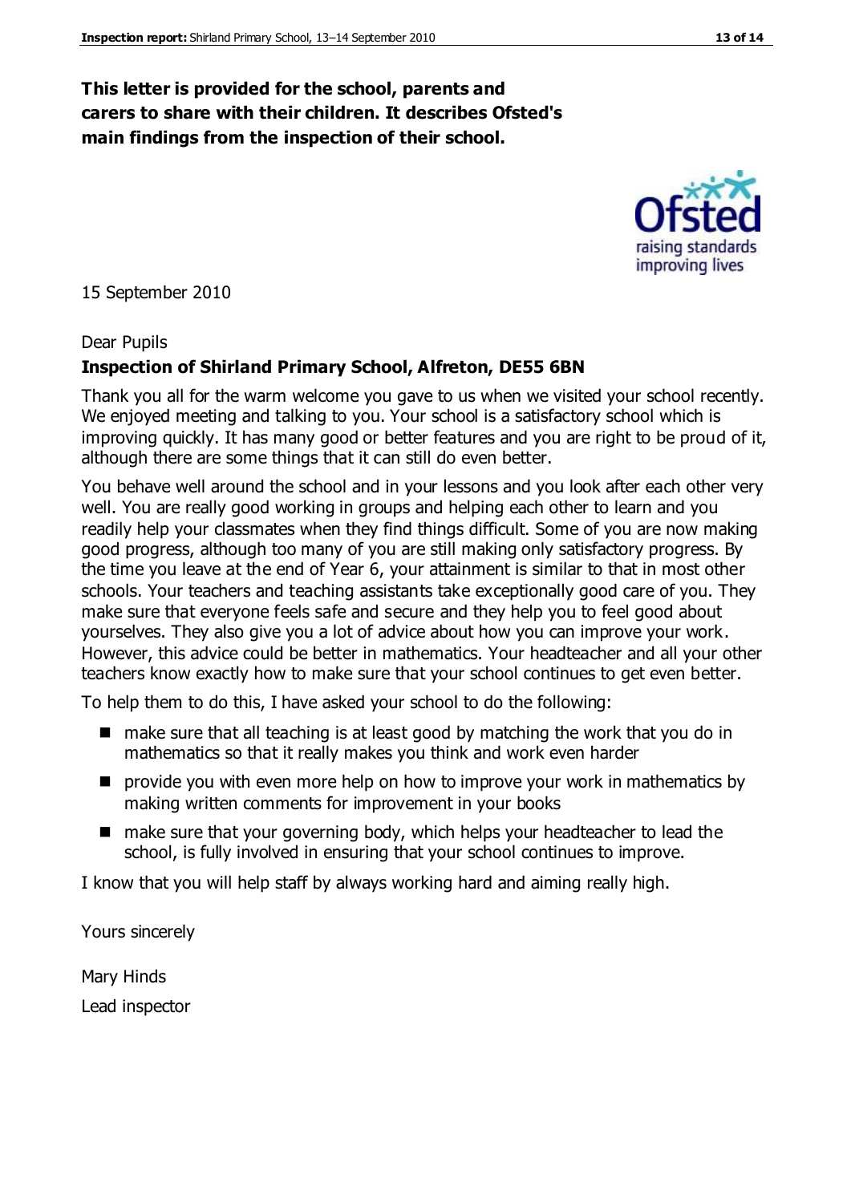**This letter is provided for the school, parents and carers to share with their children. It describes Ofsted's main findings from the inspection of their school.**

15 September 2010

Dear Pupils

**Inspection of Shirland Primary School, Alfreton, DE55 6BN**

Thank you all for the warm welcome you gave to us when we visited your school recently. We enjoyed meeting and talking to you. Your school is a satisfactory school which is improving quickly. It has many good or better features and you are right to be proud of it, although there are some things that it can still do even better.

You behave well around the school and in your lessons and you look after each other very well. You are really good working in groups and helping each other to learn and you readily help your classmates when they find things difficult. Some of you are now making good progress, although too many of you are still making only satisfactory progress. By the time you leave at the end of Year 6, your attainment is similar to that in most other schools. Your teachers and teaching assistants take exceptionally good care of you. They make sure that everyone feels safe and secure and they help you to feel good about yourselves. They also give you a lot of advice about how you can improve your work. However, this advice could be better in mathematics. Your headteacher and all your other teachers know exactly how to make sure that your school continues to get even better.

To help them to do this, I have asked your school to do the following:

- make sure that all teaching is at least good by matching the work that you do in mathematics so that it really makes you think and work even harder
- provide you with even more help on how to improve your work in mathematics by making written comments for improvement in your books
- make sure that your governing body, which helps your headteacher to lead the school, is fully involved in ensuring that your school continues to improve.

I know that you will help staff by always working hard and aiming really high.

Yours sincerely

Mary Hinds

Lead inspector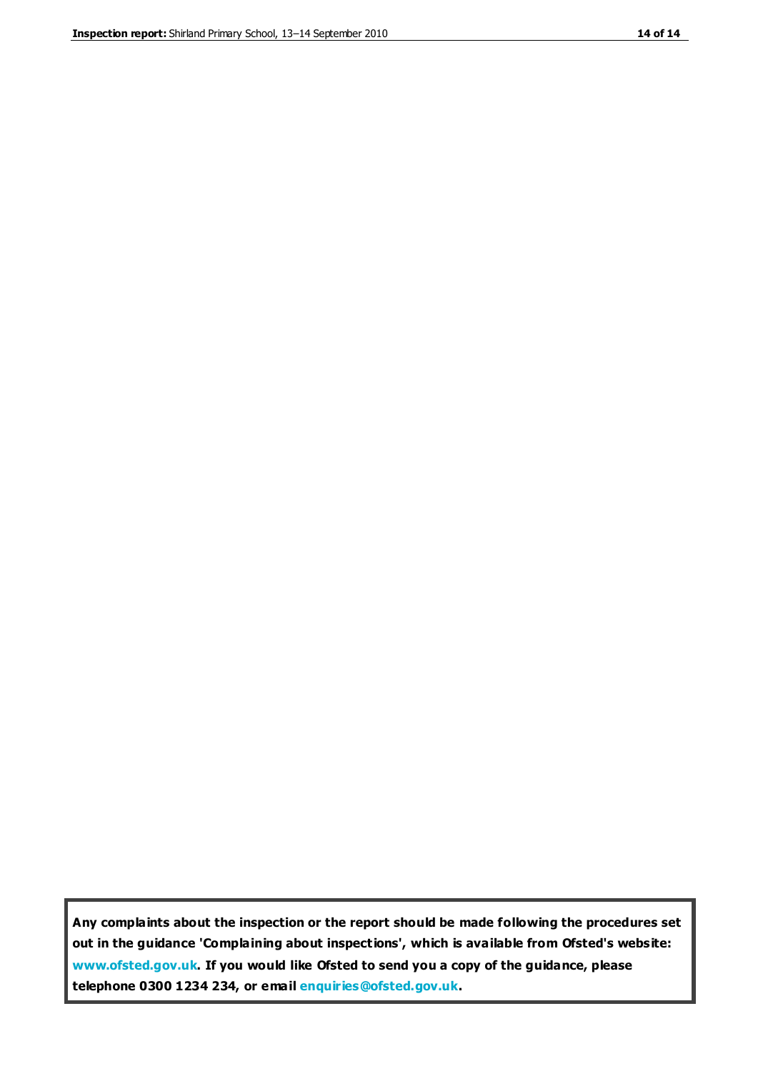**Any complaints about the inspection or the report should be made following the procedures set out in the guidance 'Complaining about inspections', which is available from Ofsted's website: www.ofsted.gov.uk. If you would like Ofsted to send you a copy of the guidance, please telephone 0300 1234 234, or email enquiries@ofsted.gov.uk.**